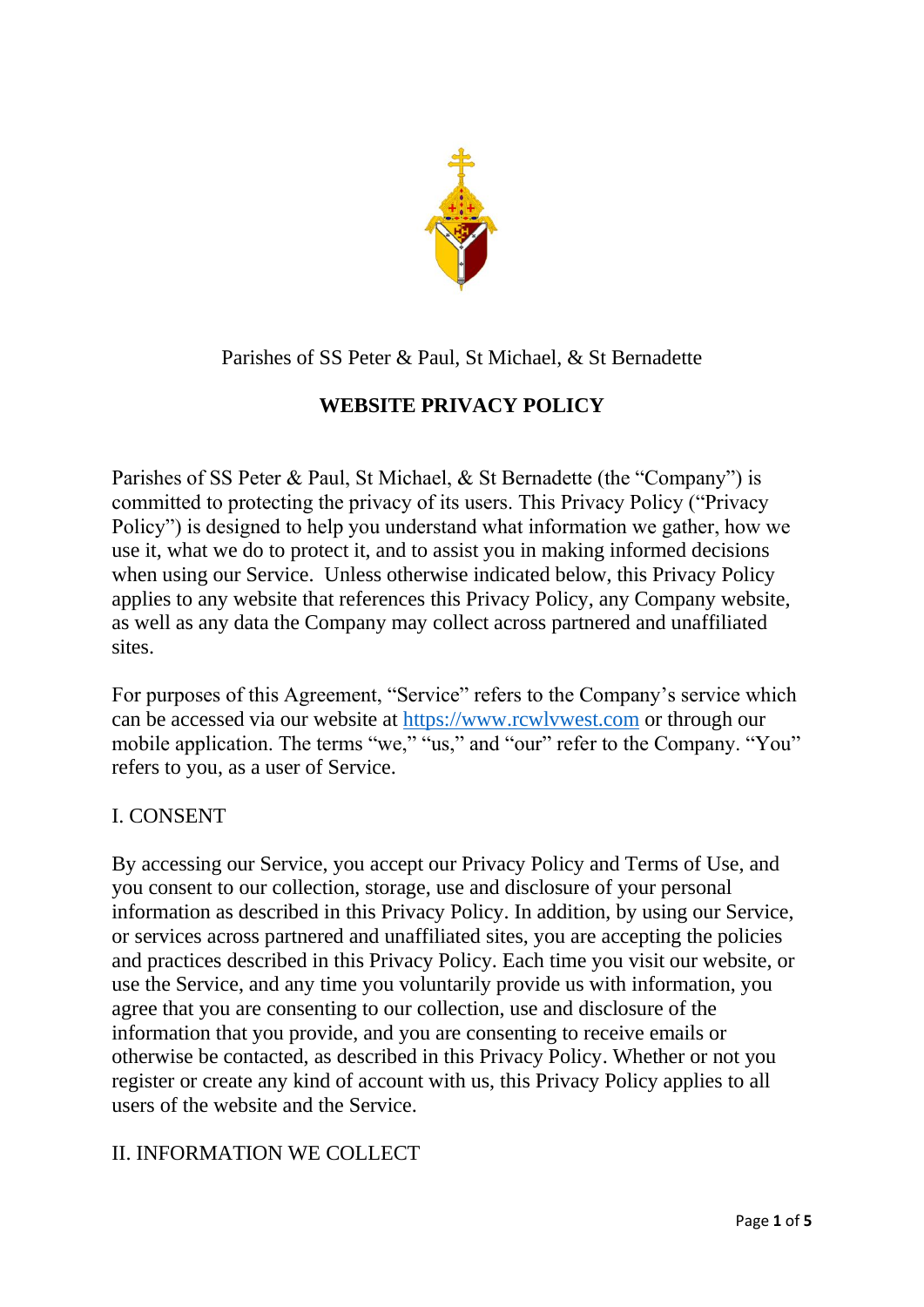Parishes of SS Peter & Paul, St Michael, & St Bernadette

# WEBSITE PRIVACY POLICY

Parishes of SS Peter & Paul, St Michael, & St Bernadette (the "Company") is committed to protecting the privacy of its users. This Privacy Policy ("Privacy Policy") is designed to help you understand what information we gather, how we use it, what we do to protect it, and to assist you in making informed decisions when using our Service. Unless otherwise indicated below, this Privacy Policy applies to any website that references this Privacy Policy, any Company website, as well as any data the Company may collect across partnered and unaffiliated sites.

For purposes of this Agreement, "Service" refers to the Company's service which can be accessed via our website at https://www.rcwlvwest.com or through our mobile application. The terms "we," "us," and "our" refer to the Company. "You" refers to you, as a user of Service.

## I. CONSENT

By accessing our Service, you accept our Privacy Policy and Terms of Use, and you consent to our collection, storage, use and disclosure of your personal information as described in this Privacy Policy. In addition, by using our Service, or services across partnered and unaffiliated sites, you are accepting the policies and practices described in this Privacy Policy. Each time you visit our website, or use the Service, and any time you voluntarily provide us with information, you agree that you are consenting to our collection, use and disclosure of the information that you provide, and you are consenting to receive emails or otherwise be contacted, as described in this Privacy Policy. Whether or not you register or create any kind of account with us, this Privacy Policy applies to all users of the website and the Service.

## II. INFORMATION WE COLLECT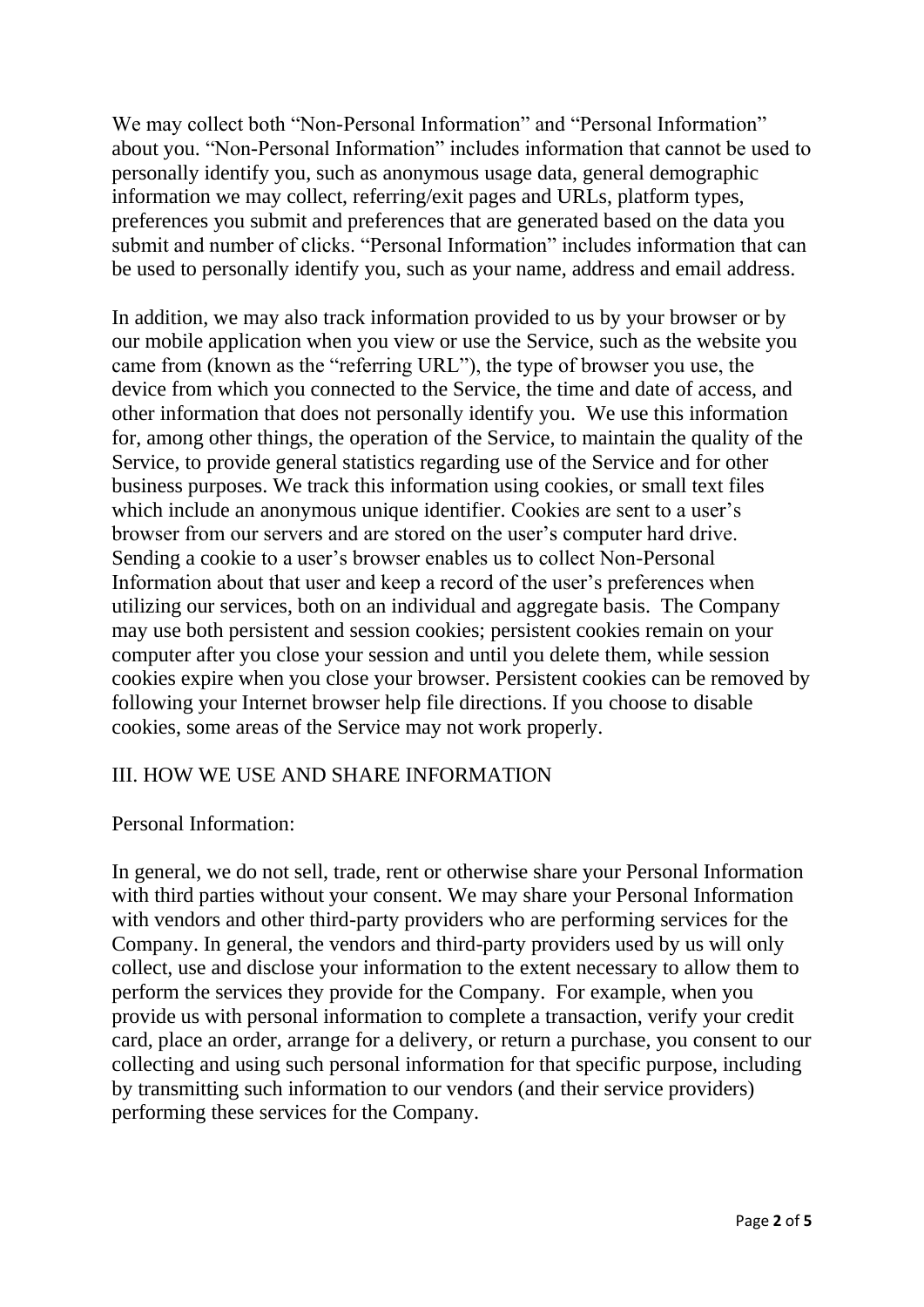We may collect both "Non-Personal Information" and "Personal Information" about you. "Non-Personal Information" includes information that cannot be used to personally identify you, such as anonymous usage data, general demographic information we may collect, referring/exit pages and URLs, platform types, preferences you submit and preferences that are generated based on the data you submit and number of clicks. "Personal Information" includes information that can be used to personally identify you, such as your name, address and email address.

In addition, we may also track information provided to us by your browser or by our mobile application when you view or use the Service, such as the website you came from (known as the "referring URL"), the type of browser you use, the device from which you connected to the Service, the time and date of access, and other information that does not personally identify you. We use this information for, among other things, the operation of the Service, to maintain the quality of the Service, to provide general statistics regarding use of the Service and for other business purposes. We track this information using cookies, or small text files which include an anonymous unique identifier. Cookies are sent to a user's browser from our servers and are stored on the user's computer hard drive. Sending a cookie to a user's browser enables us to collect Non-Personal Information about that user and keep a record of the user's preferences when utilizing our services, both on an individual and aggregate basis. The Company may use both persistent and session cookies; persistent cookies remain on your computer after you close your session and until you delete them, while session cookies expire when you close your browser. Persistent cookies can be removed by following your Internet browser help file directions. If you choose to disable cookies, some areas of the Service may not work properly.

## III. HOW WE USE AND SHARE INFORMATION

Personal Information:

In general, we do not sell, trade, rent or otherwise share your Personal Information with third parties without your consent. We may share your Personal Information with vendors and other third-party providers who are performing services for the Company. In general, the vendors and third-party providers used by us will only collect, use and disclose your information to the extent necessary to allow them to perform the services they provide for the Company. For example, when you provide us with personal information to complete a transaction, verify your credit card, place an order, arrange for a delivery, or return a purchase, you consent to our collecting and using such personal information for that specific purpose, including by transmitting such information to our vendors (and their service providers) performing these services for the Company.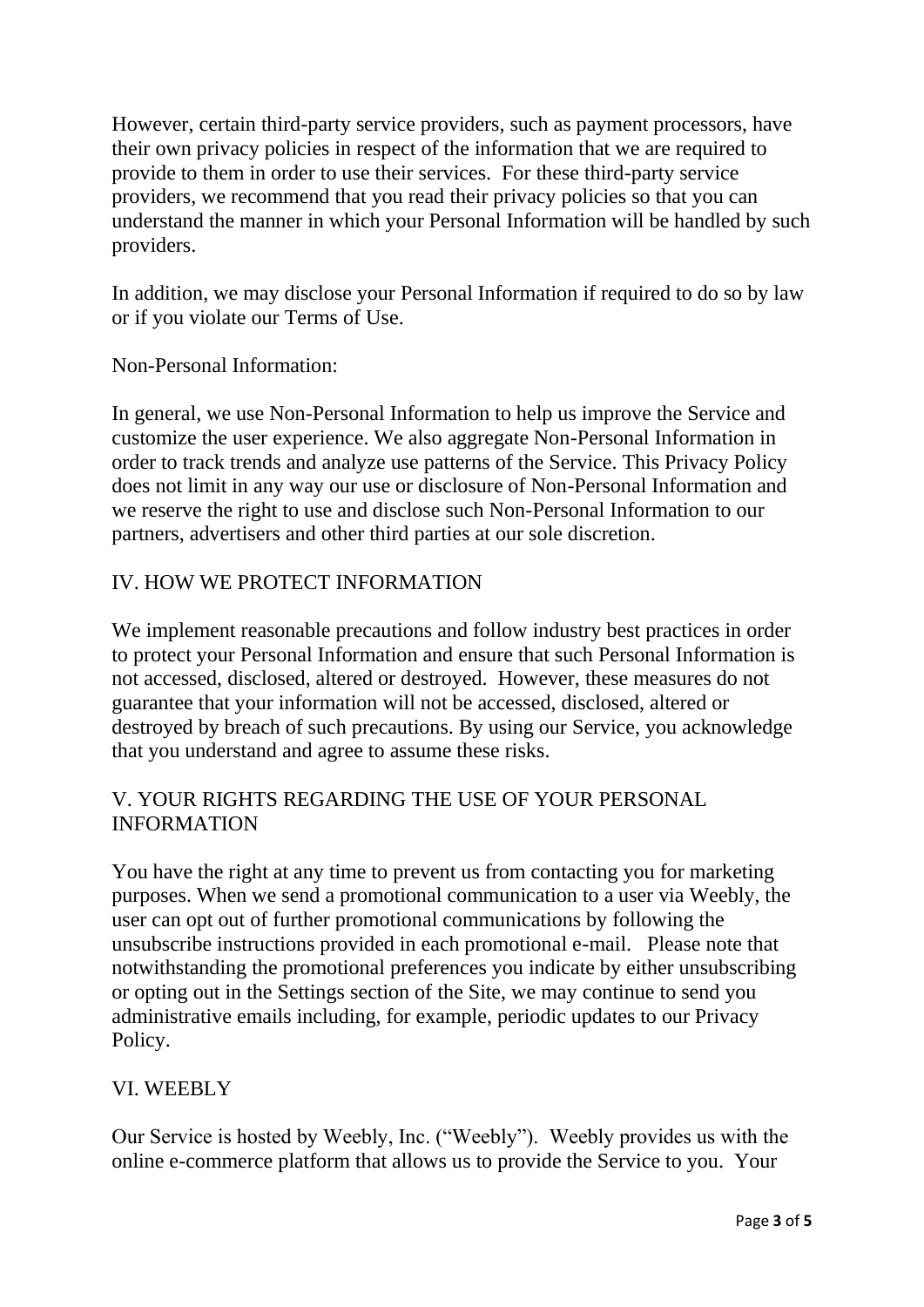However, certain third-party service providers, such as payment processors, have their own privacy policies in respect of the information that we are required to provide to them in order to use their services. For these third-party service providers, we recommend that you read their privacy policies so that you can understand the manner in which your Personal Information will be handled by such providers.

In addition, we may disclose your Personal Information if required to do so by law or if you violate our Terms of Use.

Non-Personal Information:

In general, we use Non-Personal Information to help us improve the Service and customize the user experience. We also aggregate Non-Personal Information in order to track trends and analyze use patterns of the Service. This Privacy Policy does not limit in any way our use or disclosure of Non-Personal Information and we reserve the right to use and disclose such Non-Personal Information to our partners, advertisers and other third parties at our sole discretion.

## IV. HOW WE PROTECT INFORMATION

We implement reasonable precautions and follow industry best practices in order to protect your Personal Information and ensure that such Personal Information is not accessed, disclosed, altered or destroyed. However, these measures do not guarantee that your information will not be accessed, disclosed, altered or destroyed by breach of such precautions. By using our Service, you acknowledge that you understand and agree to assume these risks.

## V. YOUR RIGHTS REGARDING THE USE OF YOUR PERSONAL INFORMATION

You have the right at any time to prevent us from contacting you for marketing purposes. When we send a promotional communication to a user via Weebly, the user can opt out of further promotional communications by following the unsubscribe instructions provided in each promotional e-mail. Please note that notwithstanding the promotional preferences you indicate by either unsubscribing or opting out in the Settings section of the Site, we may continue to send you administrative emails including, for example, periodic updates to our Privacy Policy.

## VI. WEEBLY

Our Service is hosted by Weebly, Inc. (“Weebly”). Weebly provides us with the online e-commerce platform that allows us to provide the Service to you. Your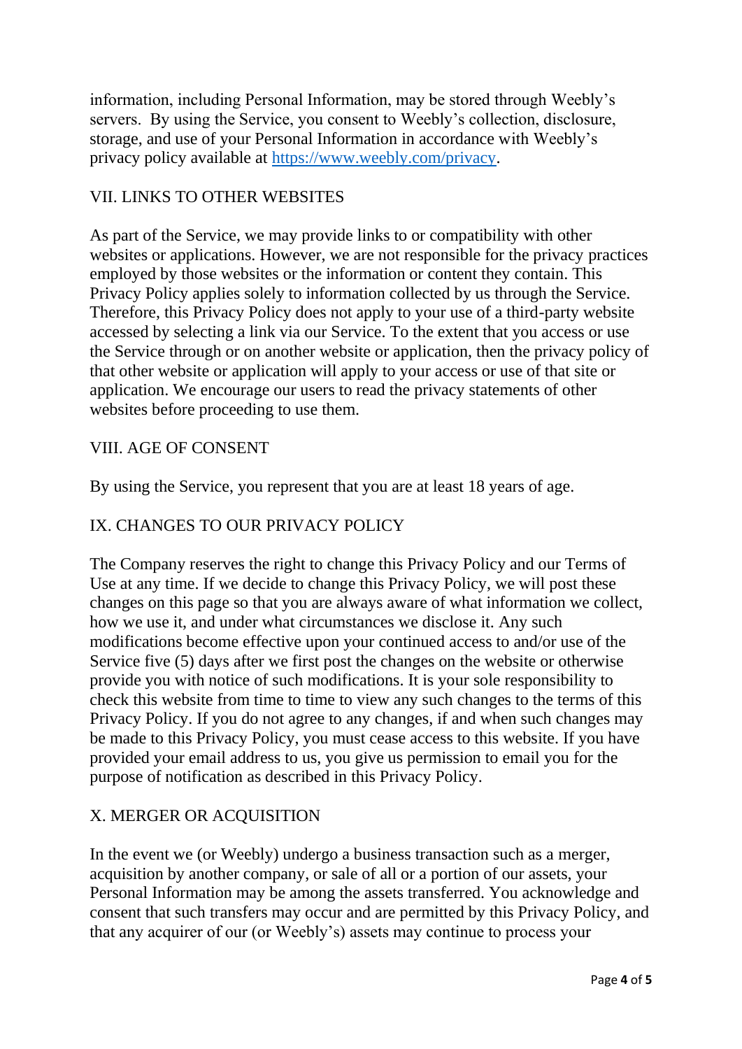information, including Personal Information, may be stored through Weebly's servers. By using the Service, you consent to Weebly's collection, disclosure, storage, and use of your Personal Information in accordance with Weebly's privacy policy available at [https://www.weebly.com/privacy](https://www.weebly.com/privacy).

## VII. LINKS TO OTHER WEBSITES

As part of the Service, we may provide links to or compatibility with other websites or applications. However, we are not responsible for the privacy practices employed by those websites or the information or content they contain. This Privacy Policy applies solely to information collected by us through the Service. Therefore, this Privacy Policy does not apply to your use of a third-party website accessed by selecting a link via our Service. To the extent that you access or use the Service through or on another website or application, then the privacy policy of that other website or application will apply to your access or use of that site or application. We encourage our users to read the privacy statements of other websites before proceeding to use them.

## VIII. AGE OF CONSENT

By using the Service, you represent that you are at least 18 years of age.

## IX. CHANGES TO OUR PRIVACY POLICY

The Company reserves the right to change this Privacy Policy and our Terms of Use at any time. If we decide to change this Privacy Policy, we will post these changes on this page so that you are always aware of what information we collect, how we use it, and under what circumstances we disclose it. Any such modifications become effective upon your continued access to and/or use of the Service five (5) days after we first post the changes on the website or otherwise provide you with notice of such modifications. It is your sole responsibility to check this website from time to time to view any such changes to the terms of this Privacy Policy. If you do not agree to any changes, if and when such changes may be made to this Privacy Policy, you must cease access to this website. If you have provided your email address to us, you give us permission to email you for the purpose of notification as described in this Privacy Policy.

## X. MERGER OR ACQUISITION

In the event we (or Weebly) undergo a business transaction such as a merger, acquisition by another company, or sale of all or a portion of our assets, your Personal Information may be among the assets transferred. You acknowledge and consent that such transfers may occur and are permitted by this Privacy Policy, and that any acquirer of our (or Weebly's) assets may continue to process your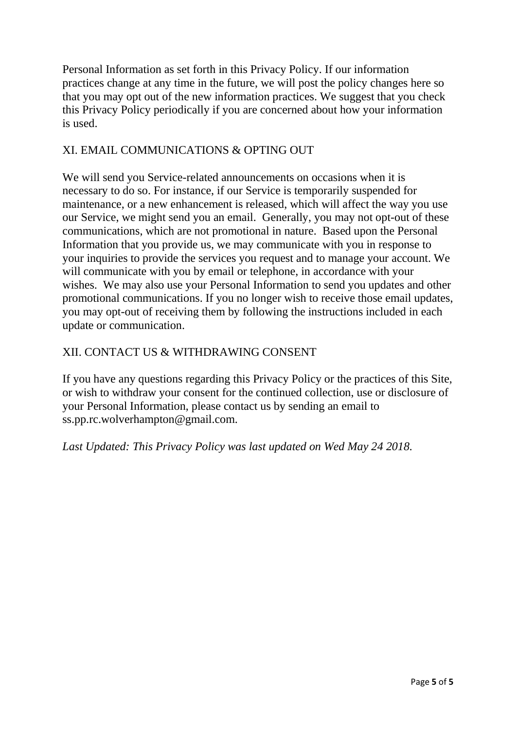Personal Information as set forth in this Privacy Policy. If our information practices change at any time in the future, we will post the policy changes here so that you may opt out of the new information practices. We suggest that you check this Privacy Policy periodically if you are concerned about how your information is used.

## XI. EMAIL COMMUNICATIONS & OPTING OUT

We will send you Service-related announcements on occasions when it is necessary to do so. For instance, if our Service is temporarily suspended for maintenance, or a new enhancement is released, which will affect the way you use our Service, we might send you an email. Generally, you may not opt-out of these communications, which are not promotional in nature. Based upon the Personal Information that you provide us, we may communicate with you in response to your inquiries to provide the services you request and to manage your account. We will communicate with you by email or telephone, in accordance with your wishes. We may also use your Personal Information to send you updates and other promotional communications. If you no longer wish to receive those email updates, you may opt-out of receiving them by following the instructions included in each update or communication.

## XII. CONTACT US & WITHDRAWING CONSENT

If you have any questions regarding this Privacy Policy or the practices of this Site, or wish to withdraw your consent for the continued collection, use or disclosure of your Personal Information, please contact us by sending an email to ss.pp.rc.wolverhampton@gmail.com.

*Last Updated: This Privacy Policy was last updated on Wed May 24 2018.*